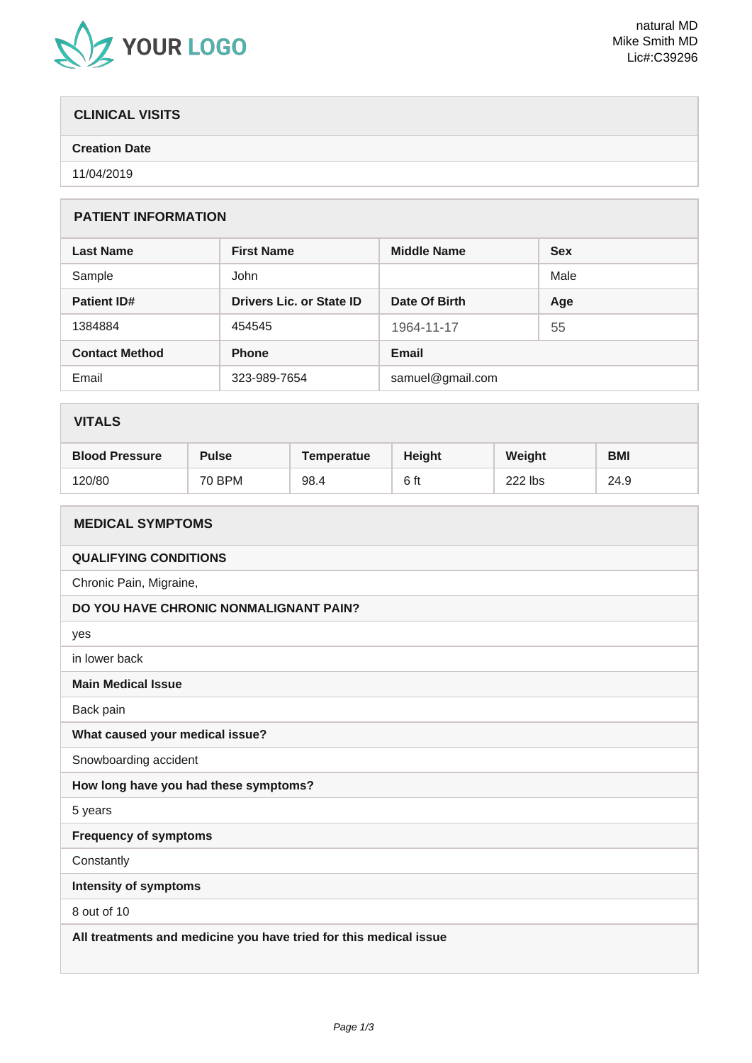YOUR LOGO

natural MD
Mike Smith MD
Lic#:C39296

## CLINICAL VISITS

| Creation Date |
| --- |
| 11/04/2019 |

## PATIENT INFORMATION

| Last Name | First Name | Middle Name | Sex |
| --- | --- | --- | --- |
| Sample | John | | Male |
| **Patient ID#** | **Drivers Lic. or State ID** | **Date Of Birth** | **Age** |
| 1384884 | 454545 | 1964-11-17 | 55 |
| **Contact Method** | **Phone** | **Email** | |
| Email | 323-989-7654 | samuel@gmail.com | |

## VITALS

| Blood Pressure | Pulse | Temperatue | Height | Weight | BMI |
| --- | --- | --- | --- | --- | --- |
| 120/80 | 70 BPM | 98.4 | 6 ft | 222 lbs | 24.9 |

## MEDICAL SYMPTOMS

**QUALIFYING CONDITIONS**

Chronic Pain, Migraine,

**DO YOU HAVE CHRONIC NONMALIGNANT PAIN?**

yes

in lower back

**Main Medical Issue**

Back pain

**What caused your medical issue?**

Snowboarding accident

**How long have you had these symptoms?**

5 years

**Frequency of symptoms**

Constantly

**Intensity of symptoms**

8 out of 10

**All treatments and medicine you have tried for this medical issue**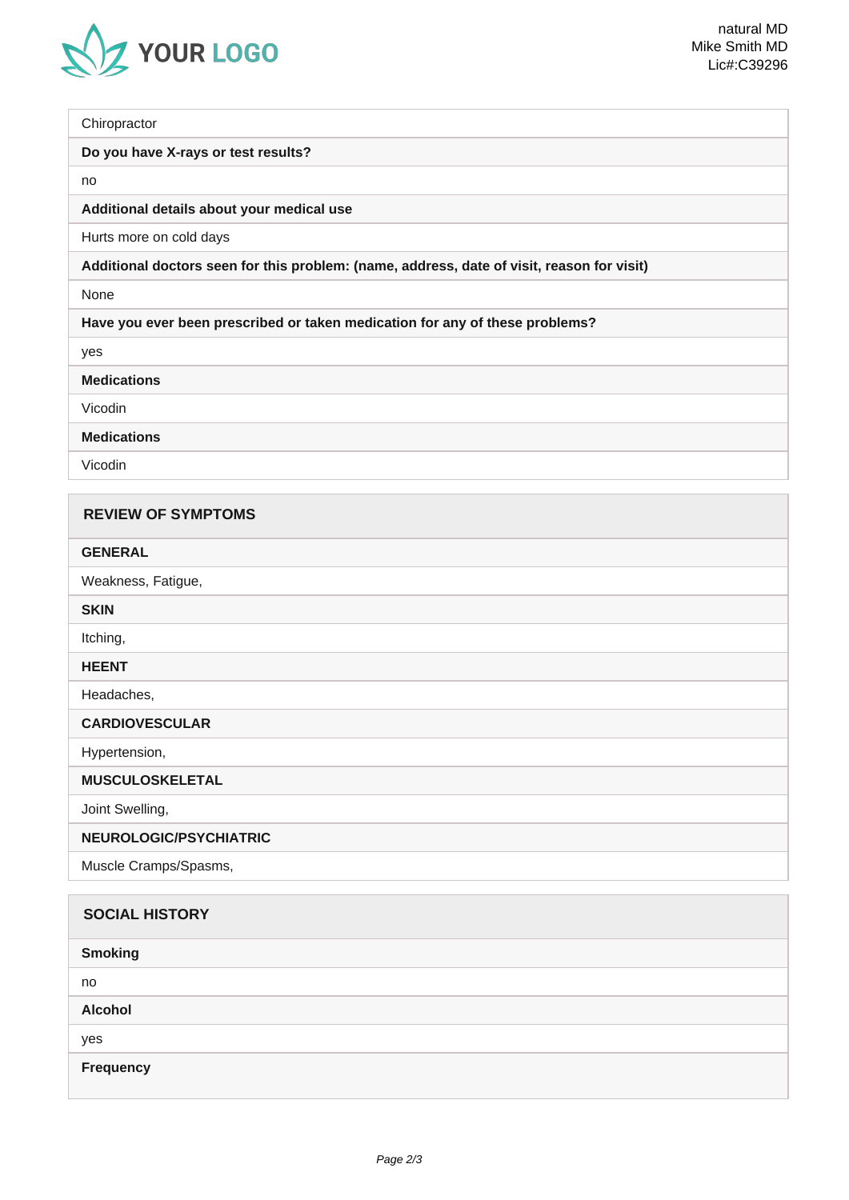Chiropractor

**Do you have X-rays or test results?**

no

**Additional details about your medical use**

Hurts more on cold days

**Additional doctors seen for this problem: (name, address, date of visit, reason for visit)**

None

**Have you ever been prescribed or taken medication for any of these problems?**

yes

**Medications**

Vicodin

**Medications**

Vicodin

## REVIEW OF SYMPTOMS

**GENERAL**

Weakness, Fatigue,

**SKIN**

Itching,

**HEENT**

Headaches,

**CARDIOVESCULAR**

Hypertension,

**MUSCULOSKELETAL**

Joint Swelling,

**NEUROLOGIC/PSYCHIATRIC**

Muscle Cramps/Spasms,

## SOCIAL HISTORY

**Smoking**

no

**Alcohol**

yes

**Frequency**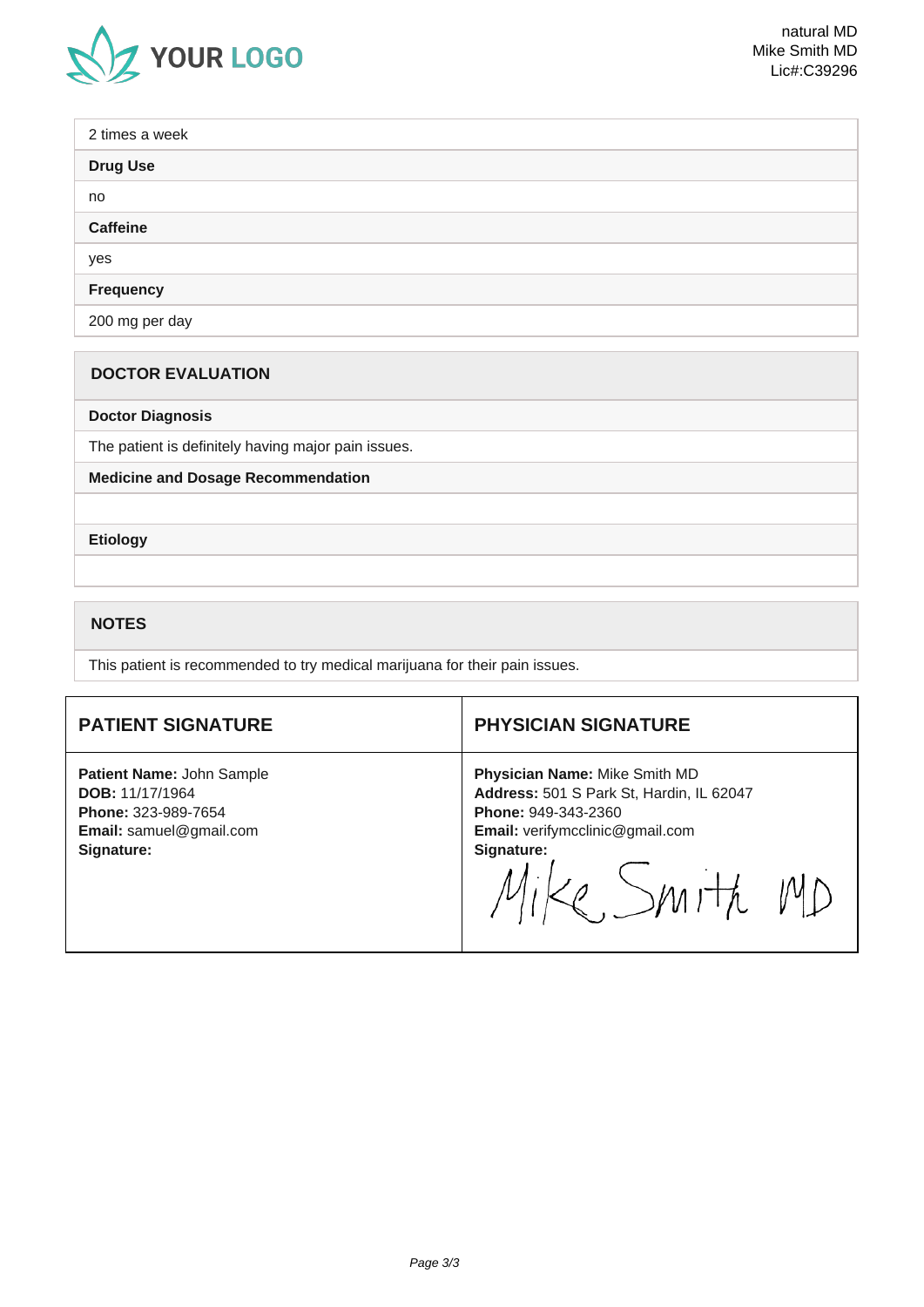YOUR LOGO

natural MD
Mike Smith MD
Lic#:C39296

2 times a week

**Drug Use**

no

**Caffeine**

yes

**Frequency**

200 mg per day

## DOCTOR EVALUATION

**Doctor Diagnosis**

The patient is definitely having major pain issues.

**Medicine and Dosage Recommendation**

**Etiology**

## NOTES

This patient is recommended to try medical marijuana for their pain issues.

| PATIENT SIGNATURE | PHYSICIAN SIGNATURE |
|---|---|
| **Patient Name:** John Sample<br>**DOB:** 11/17/1964<br>**Phone:** 323-989-7654<br>**Email:** samuel@gmail.com<br>**Signature:** | **Physician Name:** Mike Smith MD<br>**Address:** 501 S Park St, Hardin, IL 62047<br>**Phone:** 949-343-2360<br>**Email:** verifymcclinic@gmail.com<br>**Signature:** Mike Smith MD |